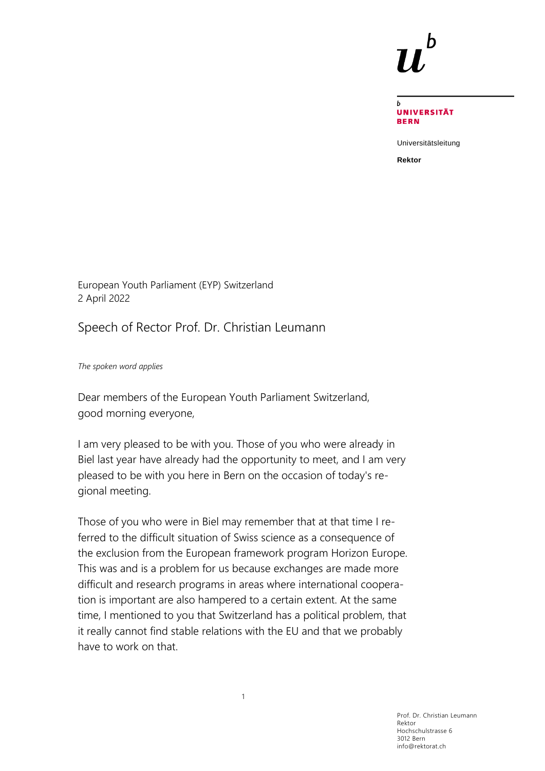UNIVERSITÄT BERN

Universitätsleitung

**Rektor**

European Youth Parliament (EYP) Switzerland
2 April 2022

# Speech of Rector Prof. Dr. Christian Leumann

*The spoken word applies*

Dear members of the European Youth Parliament Switzerland,
good morning everyone,

I am very pleased to be with you. Those of you who were already in Biel last year have already had the opportunity to meet, and I am very pleased to be with you here in Bern on the occasion of today's regional meeting.

Those of you who were in Biel may remember that at that time I referred to the difficult situation of Swiss science as a consequence of the exclusion from the European framework program Horizon Europe. This was and is a problem for us because exchanges are made more difficult and research programs in areas where international cooperation is important are also hampered to a certain extent. At the same time, I mentioned to you that Switzerland has a political problem, that it really cannot find stable relations with the EU and that we probably have to work on that.

Prof. Dr. Christian Leumann
Rektor
Hochschulstrasse 6
3012 Bern
info@rektorat.ch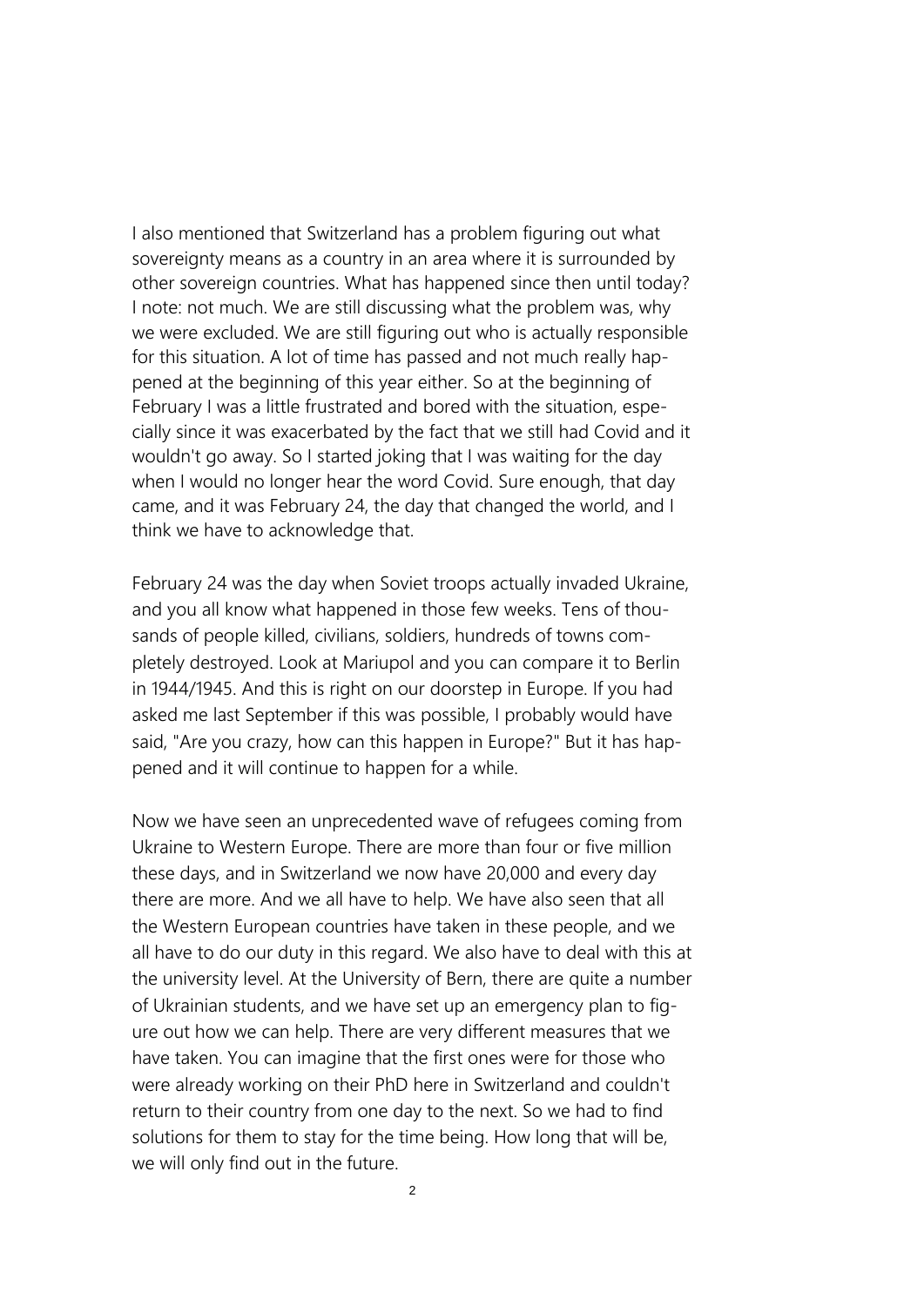I also mentioned that Switzerland has a problem figuring out what sovereignty means as a country in an area where it is surrounded by other sovereign countries. What has happened since then until today? I note: not much. We are still discussing what the problem was, why we were excluded. We are still figuring out who is actually responsible for this situation. A lot of time has passed and not much really happened at the beginning of this year either. So at the beginning of February I was a little frustrated and bored with the situation, especially since it was exacerbated by the fact that we still had Covid and it wouldn't go away. So I started joking that I was waiting for the day when I would no longer hear the word Covid. Sure enough, that day came, and it was February 24, the day that changed the world, and I think we have to acknowledge that.

February 24 was the day when Soviet troops actually invaded Ukraine, and you all know what happened in those few weeks. Tens of thousands of people killed, civilians, soldiers, hundreds of towns completely destroyed. Look at Mariupol and you can compare it to Berlin in 1944/1945. And this is right on our doorstep in Europe. If you had asked me last September if this was possible, I probably would have said, "Are you crazy, how can this happen in Europe?" But it has happened and it will continue to happen for a while.

Now we have seen an unprecedented wave of refugees coming from Ukraine to Western Europe. There are more than four or five million these days, and in Switzerland we now have 20,000 and every day there are more. And we all have to help. We have also seen that all the Western European countries have taken in these people, and we all have to do our duty in this regard. We also have to deal with this at the university level. At the University of Bern, there are quite a number of Ukrainian students, and we have set up an emergency plan to figure out how we can help. There are very different measures that we have taken. You can imagine that the first ones were for those who were already working on their PhD here in Switzerland and couldn't return to their country from one day to the next. So we had to find solutions for them to stay for the time being. How long that will be, we will only find out in the future.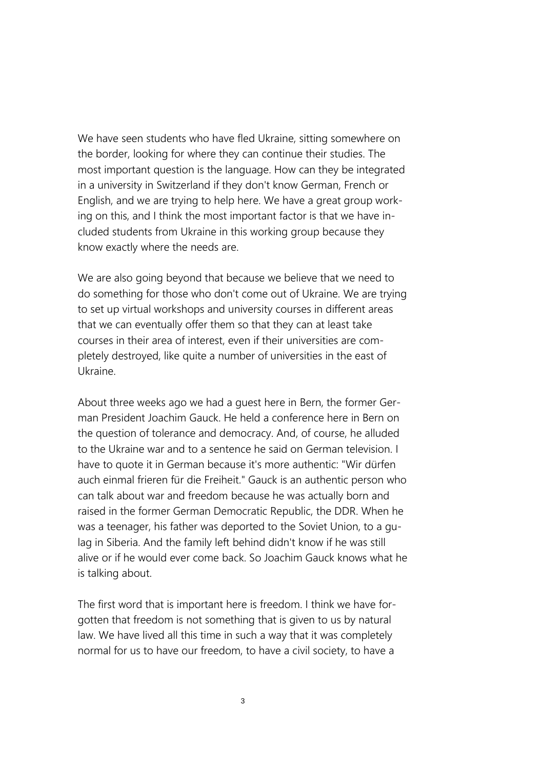We have seen students who have fled Ukraine, sitting somewhere on the border, looking for where they can continue their studies. The most important question is the language. How can they be integrated in a university in Switzerland if they don't know German, French or English, and we are trying to help here. We have a great group working on this, and I think the most important factor is that we have included students from Ukraine in this working group because they know exactly where the needs are.

We are also going beyond that because we believe that we need to do something for those who don't come out of Ukraine. We are trying to set up virtual workshops and university courses in different areas that we can eventually offer them so that they can at least take courses in their area of interest, even if their universities are completely destroyed, like quite a number of universities in the east of Ukraine.

About three weeks ago we had a guest here in Bern, the former German President Joachim Gauck. He held a conference here in Bern on the question of tolerance and democracy. And, of course, he alluded to the Ukraine war and to a sentence he said on German television. I have to quote it in German because it's more authentic: "Wir dürfen auch einmal frieren für die Freiheit." Gauck is an authentic person who can talk about war and freedom because he was actually born and raised in the former German Democratic Republic, the DDR. When he was a teenager, his father was deported to the Soviet Union, to a gulag in Siberia. And the family left behind didn't know if he was still alive or if he would ever come back. So Joachim Gauck knows what he is talking about.

The first word that is important here is freedom. I think we have forgotten that freedom is not something that is given to us by natural law. We have lived all this time in such a way that it was completely normal for us to have our freedom, to have a civil society, to have a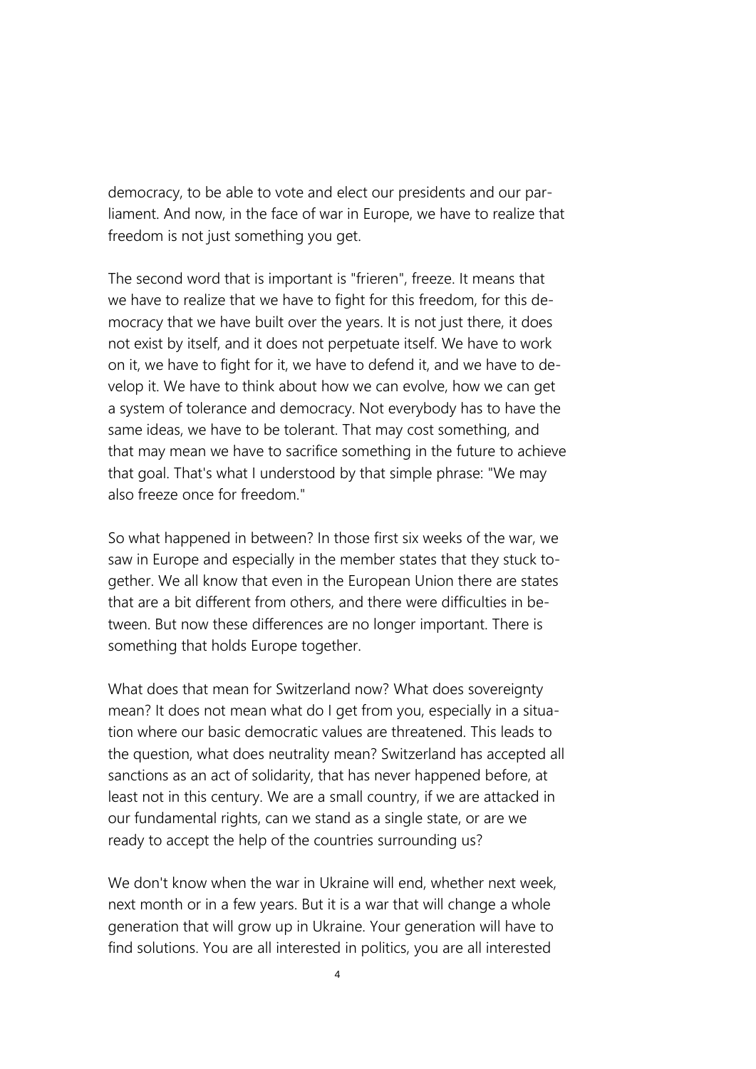democracy, to be able to vote and elect our presidents and our parliament. And now, in the face of war in Europe, we have to realize that freedom is not just something you get.

The second word that is important is "frieren", freeze. It means that we have to realize that we have to fight for this freedom, for this democracy that we have built over the years. It is not just there, it does not exist by itself, and it does not perpetuate itself. We have to work on it, we have to fight for it, we have to defend it, and we have to develop it. We have to think about how we can evolve, how we can get a system of tolerance and democracy. Not everybody has to have the same ideas, we have to be tolerant. That may cost something, and that may mean we have to sacrifice something in the future to achieve that goal. That's what I understood by that simple phrase: "We may also freeze once for freedom."

So what happened in between? In those first six weeks of the war, we saw in Europe and especially in the member states that they stuck together. We all know that even in the European Union there are states that are a bit different from others, and there were difficulties in between. But now these differences are no longer important. There is something that holds Europe together.

What does that mean for Switzerland now? What does sovereignty mean? It does not mean what do I get from you, especially in a situation where our basic democratic values are threatened. This leads to the question, what does neutrality mean? Switzerland has accepted all sanctions as an act of solidarity, that has never happened before, at least not in this century. We are a small country, if we are attacked in our fundamental rights, can we stand as a single state, or are we ready to accept the help of the countries surrounding us?

We don't know when the war in Ukraine will end, whether next week, next month or in a few years. But it is a war that will change a whole generation that will grow up in Ukraine. Your generation will have to find solutions. You are all interested in politics, you are all interested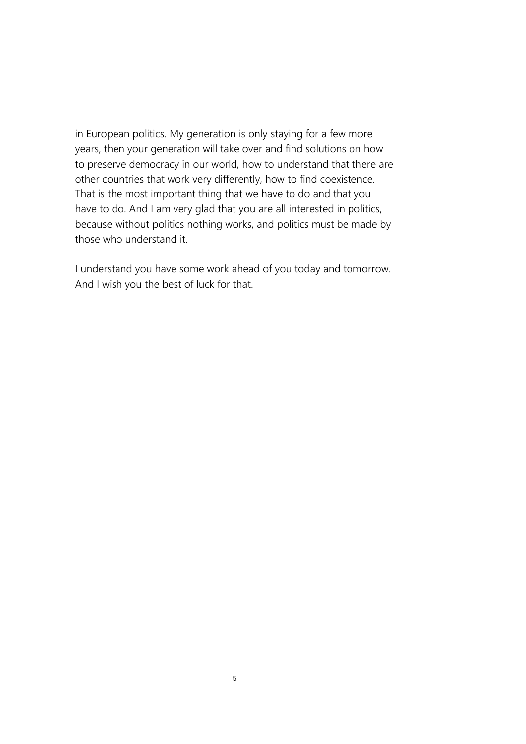in European politics. My generation is only staying for a few more years, then your generation will take over and find solutions on how to preserve democracy in our world, how to understand that there are other countries that work very differently, how to find coexistence. That is the most important thing that we have to do and that you have to do. And I am very glad that you are all interested in politics, because without politics nothing works, and politics must be made by those who understand it.

I understand you have some work ahead of you today and tomorrow. And I wish you the best of luck for that.